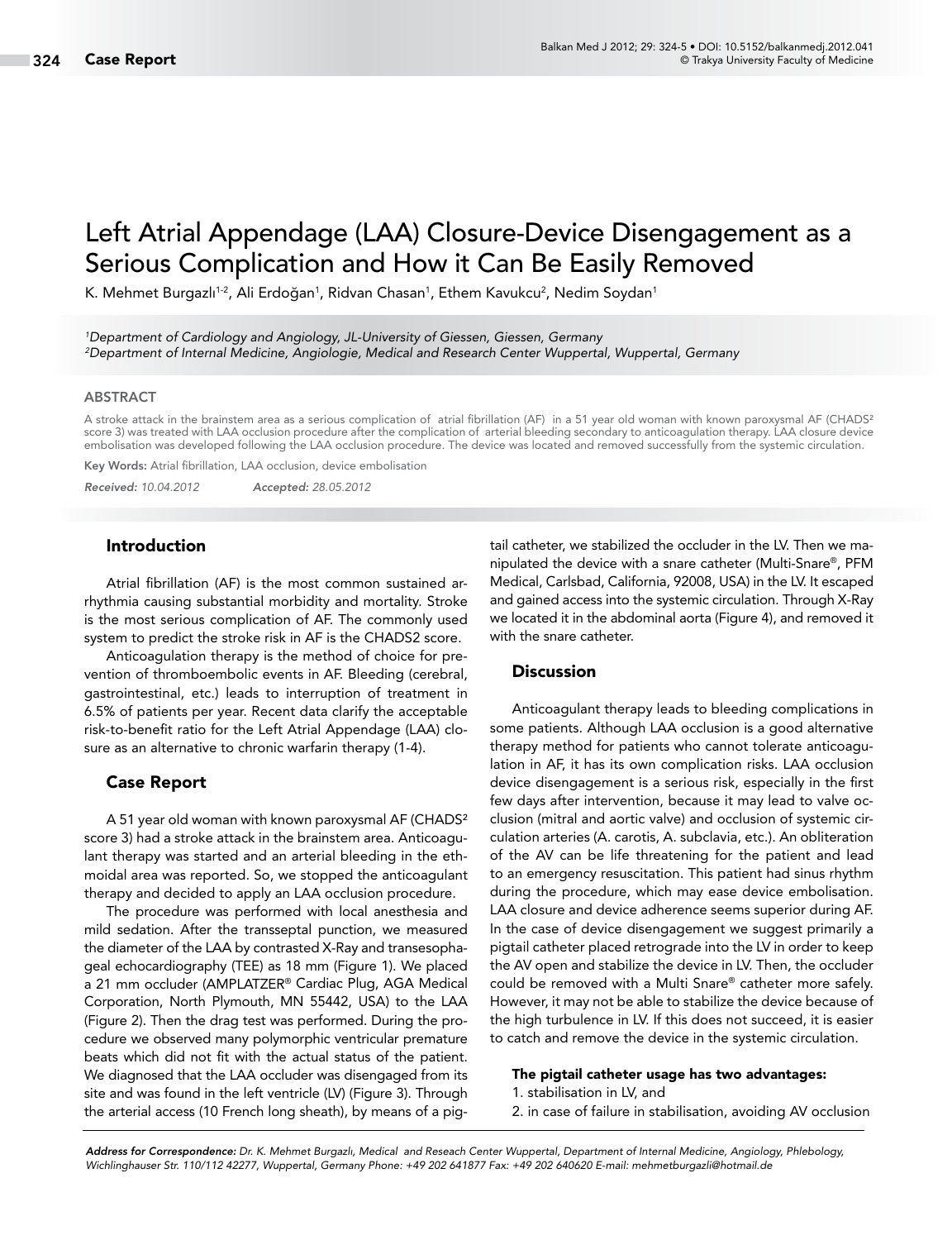# Left Atrial Appendage (LAA) Closure-Device Disengagement as a Serious Complication and How it Can Be Easily Removed

K. Mehmet Burgazlı[1-2], Ali Erdoğan[1], Ridvan Chasan[1], Ethem Kavukcu[2], Nedim Soydan[1]

*[1]Department of Cardiology and Angiology, JL-University of Giessen, Giessen, Germany*
*[2]Department of Internal Medicine, Angiologie, Medical and Research Center Wuppertal, Wuppertal, Germany*

## ABSTRACT

A stroke attack in the brainstem area as a serious complication of atrial fibrillation (AF) in a 51 year old woman with known paroxysmal AF (CHADS² score 3) was treated with LAA occlusion procedure after the complication of arterial bleeding secondary to anticoagulation therapy. LAA closure device embolisation was developed following the LAA occlusion procedure. The device was located and removed successfully from the systemic circulation.

**Key Words:** Atrial fibrillation, LAA occlusion, device embolisation

***Received:** 10.04.2012* ***Accepted:** 28.05.2012*

## Introduction

Atrial fibrillation (AF) is the most common sustained arrhythmia causing substantial morbidity and mortality. Stroke is the most serious complication of AF. The commonly used system to predict the stroke risk in AF is the CHADS2 score.

Anticoagulation therapy is the method of choice for prevention of thromboembolic events in AF. Bleeding (cerebral, gastrointestinal, etc.) leads to interruption of treatment in 6.5% of patients per year. Recent data clarify the acceptable risk-to-benefit ratio for the Left Atrial Appendage (LAA) closure as an alternative to chronic warfarin therapy (1-4).

## Case Report

A 51 year old woman with known paroxysmal AF (CHADS² score 3) had a stroke attack in the brainstem area. Anticoagulant therapy was started and an arterial bleeding in the ethmoidal area was reported. So, we stopped the anticoagulant therapy and decided to apply an LAA occlusion procedure.

The procedure was performed with local anesthesia and mild sedation. After the transseptal punction, we measured the diameter of the LAA by contrasted X-Ray and transesophageal echocardiography (TEE) as 18 mm (Figure 1). We placed a 21 mm occluder (AMPLATZER® Cardiac Plug, AGA Medical Corporation, North Plymouth, MN 55442, USA) to the LAA (Figure 2). Then the drag test was performed. During the procedure we observed many polymorphic ventricular premature beats which did not fit with the actual status of the patient. We diagnosed that the LAA occluder was disengaged from its site and was found in the left ventricle (LV) (Figure 3). Through the arterial access (10 French long sheath), by means of a pigtail catheter, we stabilized the occluder in the LV. Then we manipulated the device with a snare catheter (Multi-Snare®, PFM Medical, Carlsbad, California, 92008, USA) in the LV. It escaped and gained access into the systemic circulation. Through X-Ray we located it in the abdominal aorta (Figure 4), and removed it with the snare catheter.

## Discussion

Anticoagulant therapy leads to bleeding complications in some patients. Although LAA occlusion is a good alternative therapy method for patients who cannot tolerate anticoagulation in AF, it has its own complication risks. LAA occlusion device disengagement is a serious risk, especially in the first few days after intervention, because it may lead to valve occlusion (mitral and aortic valve) and occlusion of systemic circulation arteries (A. carotis, A. subclavia, etc.). An obliteration of the AV can be life threatening for the patient and lead to an emergency resuscitation. This patient had sinus rhythm during the procedure, which may ease device embolisation. LAA closure and device adherence seems superior during AF. In the case of device disengagement we suggest primarily a pigtail catheter placed retrograde into the LV in order to keep the AV open and stabilize the device in LV. Then, the occluder could be removed with a Multi Snare® catheter more safely. However, it may not be able to stabilize the device because of the high turbulence in LV. If this does not succeed, it is easier to catch and remove the device in the systemic circulation.

**The pigtail catheter usage has two advantages:**

1. stabilisation in LV, and
2. in case of failure in stabilisation, avoiding AV occlusion

*__Address for Correspondence:__ Dr. K. Mehmet Burgazlı, Medical and Reseach Center Wuppertal, Department of Internal Medicine, Angiology, Phlebology, Wichlinghauser Str. 110/112 42277, Wuppertal, Germany Phone: +49 202 641877 Fax: +49 202 640620 E-mail: mehmetburgazli@hotmail.de*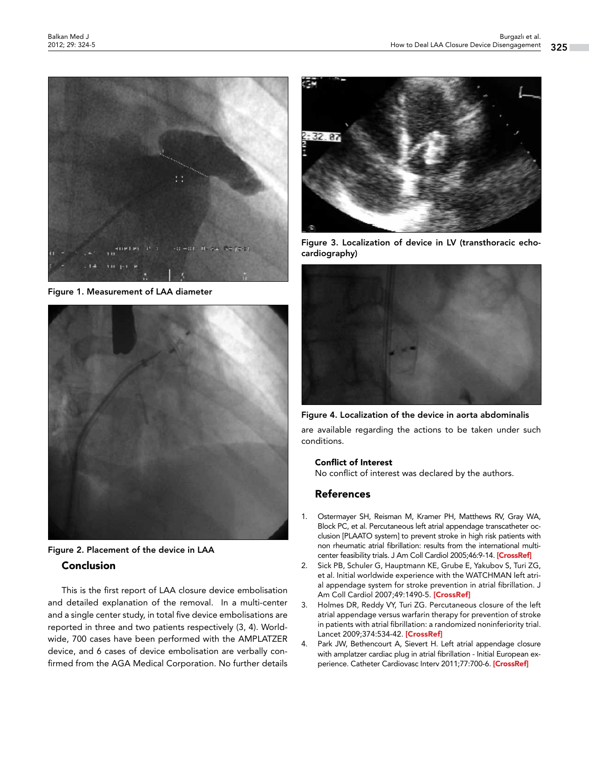Figure 1. Measurement of LAA diameter

Figure 2. Placement of the device in LAA

## Conclusion

This is the first report of LAA closure device embolisation and detailed explanation of the removal. In a multi-center and a single center study, in total five device embolisations are reported in three and two patients respectively (3, 4). Worldwide, 700 cases have been performed with the AMPLATZER device, and 6 cases of device embolisation are verbally confirmed from the AGA Medical Corporation. No further details are available regarding the actions to be taken under such conditions.

Figure 3. Localization of device in LV (transthoracic echocardiography)

Figure 4. Localization of the device in aorta abdominalis

### Conflict of Interest

No conflict of interest was declared by the authors.

## References

1. Ostermayer SH, Reisman M, Kramer PH, Matthews RV, Gray WA, Block PC, et al. Percutaneous left atrial appendage transcatheter occlusion [PLAATO system] to prevent stroke in high risk patients with non rheumatic atrial fibrillation: results from the international multi-center feasibility trials. J Am Coll Cardiol 2005;46:9-14. [CrossRef]
2. Sick PB, Schuler G, Hauptmann KE, Grube E, Yakubov S, Turi ZG, et al. Initial worldwide experience with the WATCHMAN left atrial appendage system for stroke prevention in atrial fibrillation. J Am Coll Cardiol 2007;49:1490-5. [CrossRef]
3. Holmes DR, Reddy VY, Turi ZG. Percutaneous closure of the left atrial appendage versus warfarin therapy for prevention of stroke in patients with atrial fibrillation: a randomized noninferiority trial. Lancet 2009;374:534-42. [CrossRef]
4. Park JW, Bethencourt A, Sievert H. Left atrial appendage closure with amplatzer cardiac plug in atrial fibrillation - Initial European experience. Catheter Cardiovasc Interv 2011;77:700-6. [CrossRef]